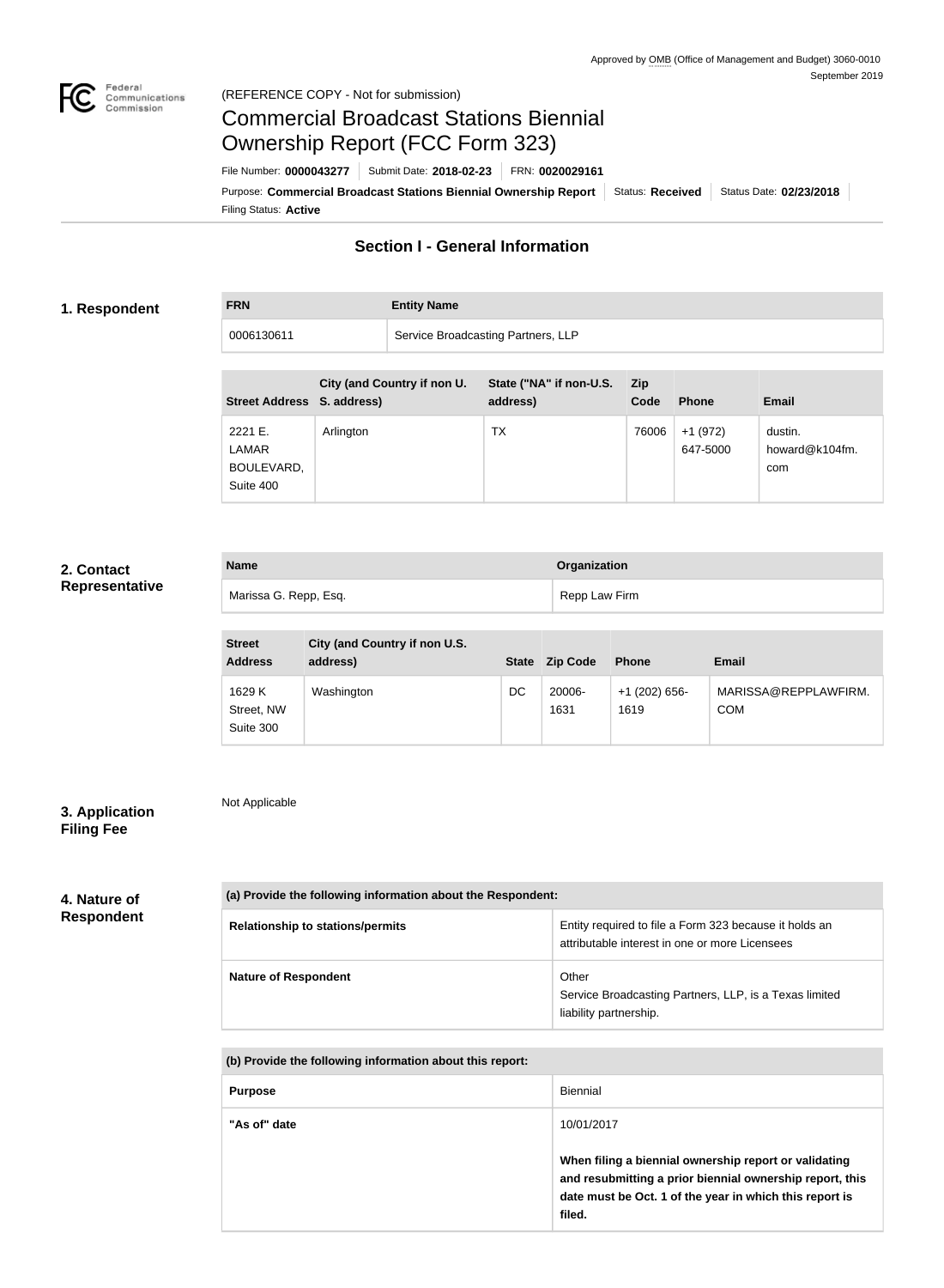Approved by OMB (Office of Management and Budget) 3060-0010
September 2019

(REFERENCE COPY - Not for submission)

# Commercial Broadcast Stations Biennial Ownership Report (FCC Form 323)

File Number: **0000043277** | Submit Date: **2018-02-23** | FRN: **0020029161**

Purpose: **Commercial Broadcast Stations Biennial Ownership Report** | Status: **Received** | Status Date: **02/23/2018**

Filing Status: **Active**

## Section I - General Information

### 1. Respondent

| FRN | Entity Name |
| --- | --- |
| 0006130611 | Service Broadcasting Partners, LLP |

| Street Address | City (and Country if non U. S. address) | State ("NA" if non-U.S. address) | Zip Code | Phone | Email |
| --- | --- | --- | --- | --- | --- |
| 2221 E. LAMAR BOULEVARD, Suite 400 | Arlington | TX | 76006 | +1 (972) 647-5000 | dustin.howard@k104fm.com |

### 2. Contact Representative

| Name | Organization |
| --- | --- |
| Marissa G. Repp, Esq. | Repp Law Firm |

| Street Address | City (and Country if non U.S. address) | State | Zip Code | Phone | Email |
| --- | --- | --- | --- | --- | --- |
| 1629 K Street, NW Suite 300 | Washington | DC | 20006-1631 | +1 (202) 656-1619 | MARISSA@REPPLAWFIRM.COM |

### 3. Application Filing Fee

Not Applicable

### 4. Nature of Respondent

| (a) Provide the following information about the Respondent: | |
| --- | --- |
| **Relationship to stations/permits** | Entity required to file a Form 323 because it holds an attributable interest in one or more Licensees |
| **Nature of Respondent** | Other<br>Service Broadcasting Partners, LLP, is a Texas limited liability partnership. |

| (b) Provide the following information about this report: | |
| --- | --- |
| **Purpose** | Biennial |
| **"As of" date** | 10/01/2017<br><br>**When filing a biennial ownership report or validating and resubmitting a prior biennial ownership report, this date must be Oct. 1 of the year in which this report is filed.** |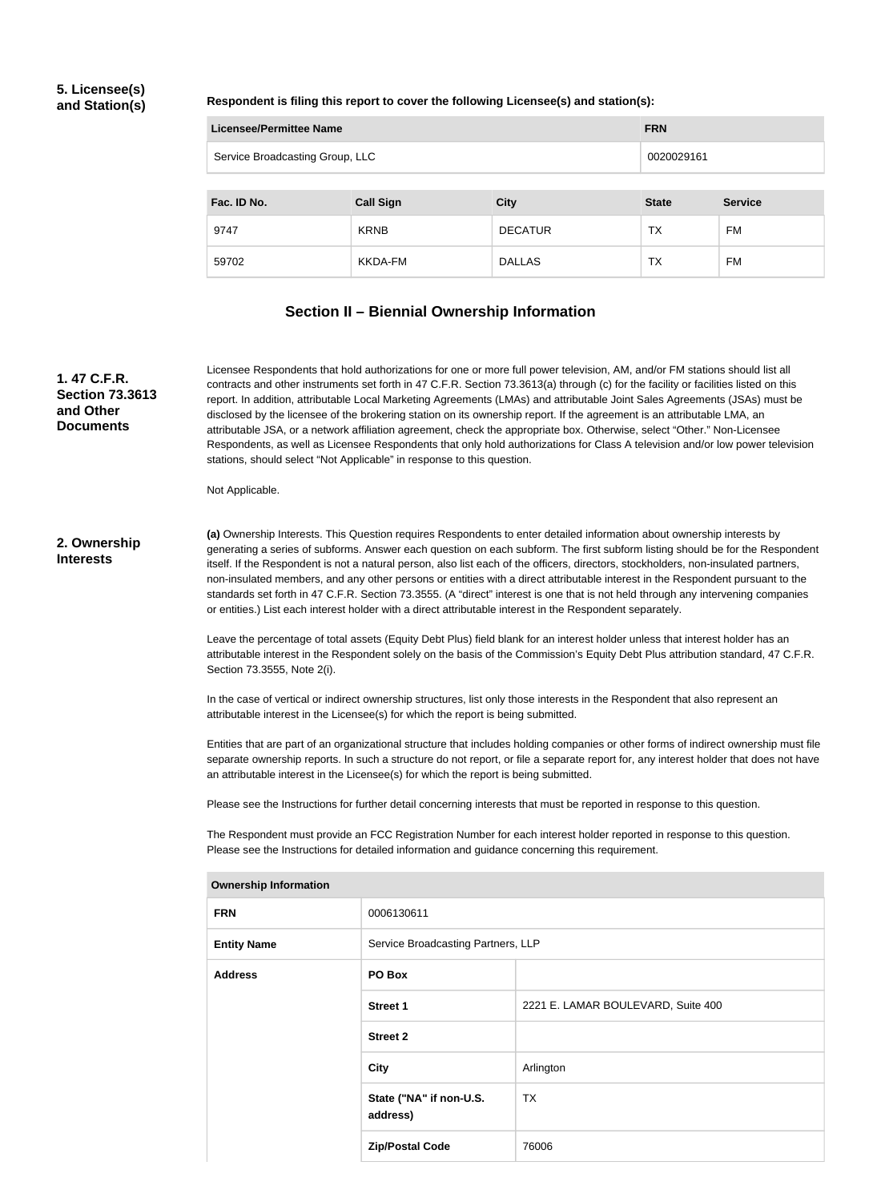## 5. Licensee(s) and Station(s)

**Respondent is filing this report to cover the following Licensee(s) and station(s):**

| Licensee/Permittee Name | FRN |
| --- | --- |
| Service Broadcasting Group, LLC | 0020029161 |

| Fac. ID No. | Call Sign | City | State | Service |
| --- | --- | --- | --- | --- |
| 9747 | KRNB | DECATUR | TX | FM |
| 59702 | KKDA-FM | DALLAS | TX | FM |

# Section II – Biennial Ownership Information

## 1. 47 C.F.R. Section 73.3613 and Other Documents

Licensee Respondents that hold authorizations for one or more full power television, AM, and/or FM stations should list all contracts and other instruments set forth in 47 C.F.R. Section 73.3613(a) through (c) for the facility or facilities listed on this report. In addition, attributable Local Marketing Agreements (LMAs) and attributable Joint Sales Agreements (JSAs) must be disclosed by the licensee of the brokering station on its ownership report. If the agreement is an attributable LMA, an attributable JSA, or a network affiliation agreement, check the appropriate box. Otherwise, select "Other." Non-Licensee Respondents, as well as Licensee Respondents that only hold authorizations for Class A television and/or low power television stations, should select "Not Applicable" in response to this question.

Not Applicable.

## 2. Ownership Interests

**(a)** Ownership Interests. This Question requires Respondents to enter detailed information about ownership interests by generating a series of subforms. Answer each question on each subform. The first subform listing should be for the Respondent itself. If the Respondent is not a natural person, also list each of the officers, directors, stockholders, non-insulated partners, non-insulated members, and any other persons or entities with a direct attributable interest in the Respondent pursuant to the standards set forth in 47 C.F.R. Section 73.3555. (A "direct" interest is one that is not held through any intervening companies or entities.) List each interest holder with a direct attributable interest in the Respondent separately.

Leave the percentage of total assets (Equity Debt Plus) field blank for an interest holder unless that interest holder has an attributable interest in the Respondent solely on the basis of the Commission's Equity Debt Plus attribution standard, 47 C.F.R. Section 73.3555, Note 2(i).

In the case of vertical or indirect ownership structures, list only those interests in the Respondent that also represent an attributable interest in the Licensee(s) for which the report is being submitted.

Entities that are part of an organizational structure that includes holding companies or other forms of indirect ownership must file separate ownership reports. In such a structure do not report, or file a separate report for, any interest holder that does not have an attributable interest in the Licensee(s) for which the report is being submitted.

Please see the Instructions for further detail concerning interests that must be reported in response to this question.

The Respondent must provide an FCC Registration Number for each interest holder reported in response to this question. Please see the Instructions for detailed information and guidance concerning this requirement.

| Ownership Information | | |
| --- | --- | --- |
| **FRN** | 0006130611 | |
| **Entity Name** | Service Broadcasting Partners, LLP | |
| **Address** | **PO Box** | |
| | **Street 1** | 2221 E. LAMAR BOULEVARD, Suite 400 |
| | **Street 2** | |
| | **City** | Arlington |
| | **State ("NA" if non-U.S. address)** | TX |
| | **Zip/Postal Code** | 76006 |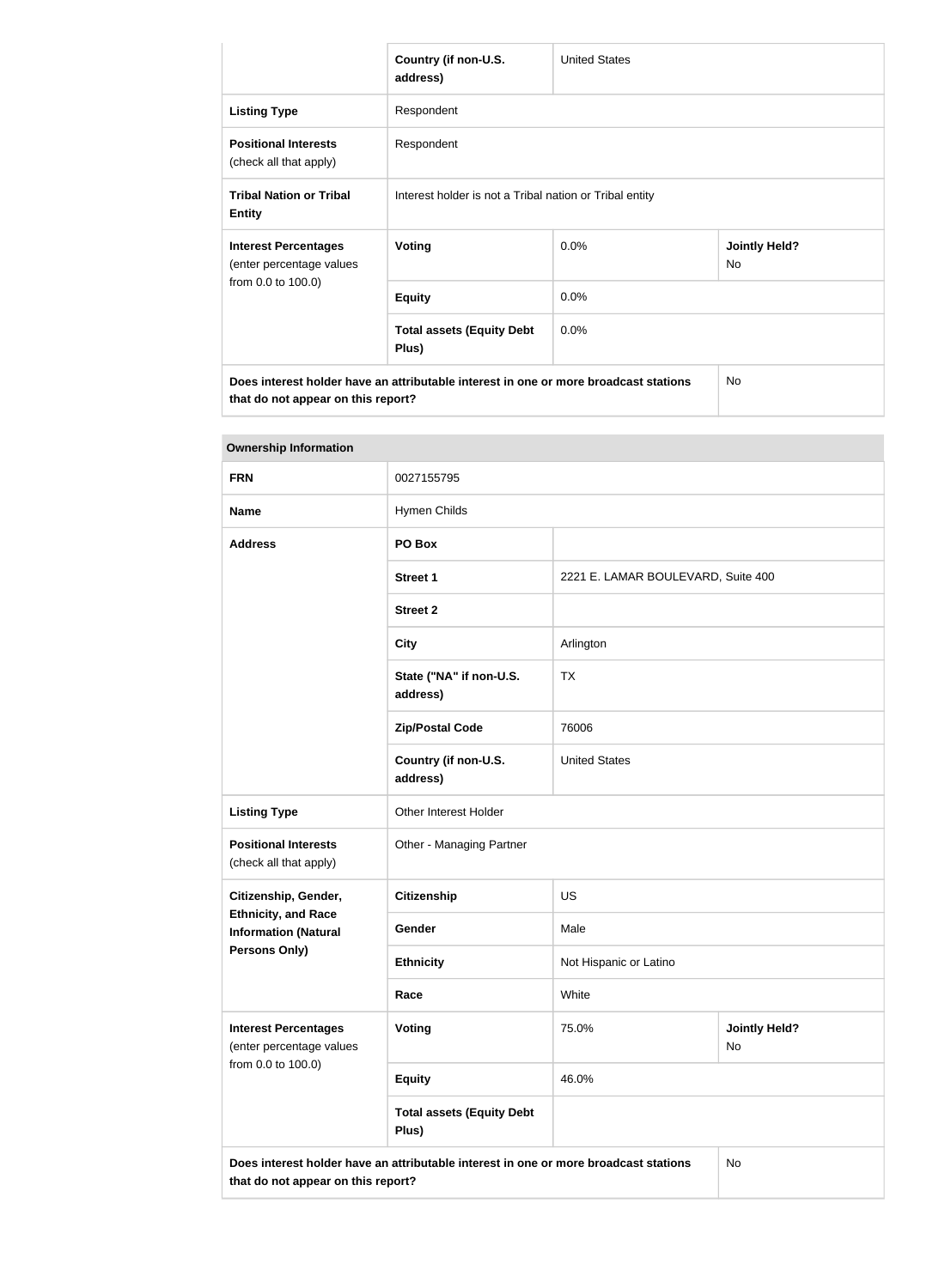| | | | |
|---|---|---|---|
| | **Country (if non-U.S. address)** | United States | |
| **Listing Type** | Respondent | | |
| **Positional Interests** (check all that apply) | Respondent | | |
| **Tribal Nation or Tribal Entity** | Interest holder is not a Tribal nation or Tribal entity | | |
| **Interest Percentages** (enter percentage values from 0.0 to 100.0) | **Voting** | 0.0% | **Jointly Held?** No |
| | **Equity** | 0.0% | |
| | **Total assets (Equity Debt Plus)** | 0.0% | |
| **Does interest holder have an attributable interest in one or more broadcast stations that do not appear on this report?** | | | No |

| **Ownership Information** | | | |
|---|---|---|---|
| **FRN** | 0027155795 | | |
| **Name** | Hymen Childs | | |
| **Address** | **PO Box** | | |
| | **Street 1** | 2221 E. LAMAR BOULEVARD, Suite 400 | |
| | **Street 2** | | |
| | **City** | Arlington | |
| | **State ("NA" if non-U.S. address)** | TX | |
| | **Zip/Postal Code** | 76006 | |
| | **Country (if non-U.S. address)** | United States | |
| **Listing Type** | Other Interest Holder | | |
| **Positional Interests** (check all that apply) | Other - Managing Partner | | |
| **Citizenship, Gender, Ethnicity, and Race Information (Natural Persons Only)** | **Citizenship** | US | |
| | **Gender** | Male | |
| | **Ethnicity** | Not Hispanic or Latino | |
| | **Race** | White | |
| **Interest Percentages** (enter percentage values from 0.0 to 100.0) | **Voting** | 75.0% | **Jointly Held?** No |
| | **Equity** | 46.0% | |
| | **Total assets (Equity Debt Plus)** | | |
| **Does interest holder have an attributable interest in one or more broadcast stations that do not appear on this report?** | | | No |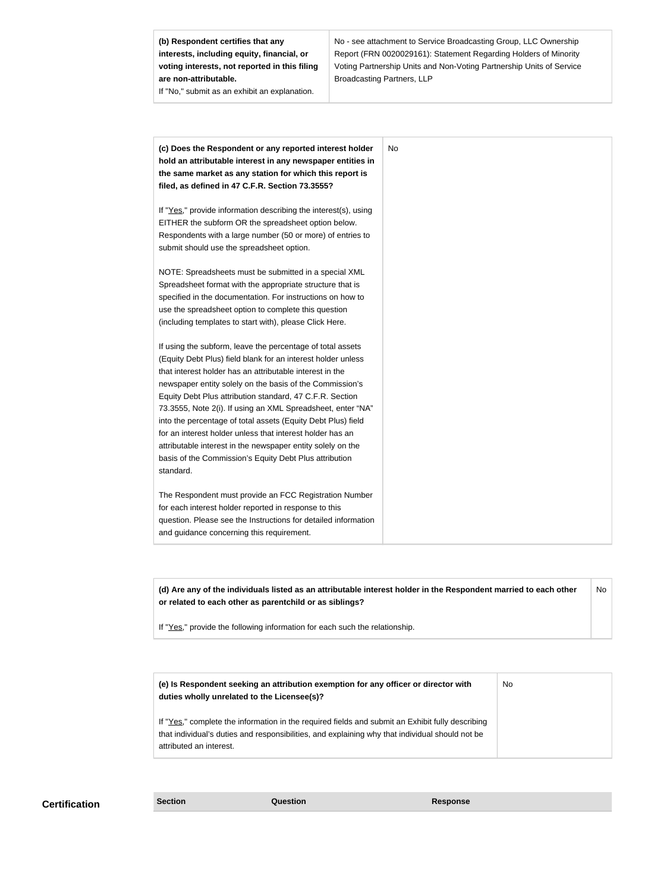| **(b) Respondent certifies that any interests, including equity, financial, or voting interests, not reported in this filing are non-attributable.**<br>If "No," submit as an exhibit an explanation. | No - see attachment to Service Broadcasting Group, LLC Ownership Report (FRN 0020029161): Statement Regarding Holders of Minority Voting Partnership Units and Non-Voting Partnership Units of Service Broadcasting Partners, LLP |
|---|---|

| **(c) Does the Respondent or any reported interest holder hold an attributable interest in any newspaper entities in the same market as any station for which this report is filed, as defined in 47 C.F.R. Section 73.3555?**<br><br>If "Yes," provide information describing the interest(s), using EITHER the subform OR the spreadsheet option below. Respondents with a large number (50 or more) of entries to submit should use the spreadsheet option.<br><br>NOTE: Spreadsheets must be submitted in a special XML Spreadsheet format with the appropriate structure that is specified in the documentation. For instructions on how to use the spreadsheet option to complete this question (including templates to start with), please Click Here.<br><br>If using the subform, leave the percentage of total assets (Equity Debt Plus) field blank for an interest holder unless that interest holder has an attributable interest in the newspaper entity solely on the basis of the Commission's Equity Debt Plus attribution standard, 47 C.F.R. Section 73.3555, Note 2(i). If using an XML Spreadsheet, enter "NA" into the percentage of total assets (Equity Debt Plus) field for an interest holder unless that interest holder has an attributable interest in the newspaper entity solely on the basis of the Commission's Equity Debt Plus attribution standard.<br><br>The Respondent must provide an FCC Registration Number for each interest holder reported in response to this question. Please see the Instructions for detailed information and guidance concerning this requirement. | No |
|---|---|

| **(d) Are any of the individuals listed as an attributable interest holder in the Respondent married to each other or related to each other as parentchild or as siblings?**<br><br>If "Yes," provide the following information for each such the relationship. | No |
|---|---|

| **(e) Is Respondent seeking an attribution exemption for any officer or director with duties wholly unrelated to the Licensee(s)?**<br><br>If "Yes," complete the information in the required fields and submit an Exhibit fully describing that individual's duties and responsibilities, and explaining why that individual should not be attributed an interest. | No |
|---|---|

## Certification

| Section | Question | Response |
|---|---|---|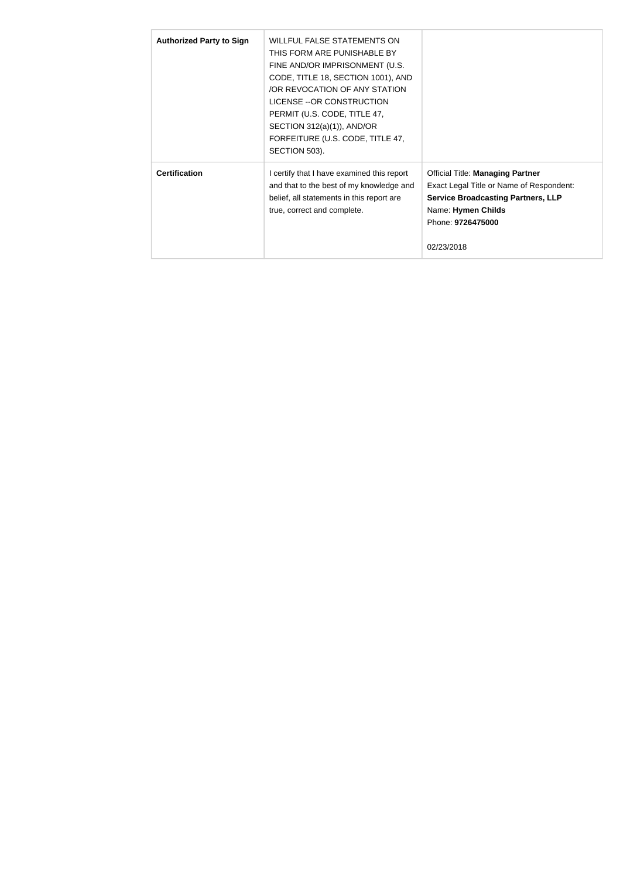| | | |
|---|---|---|
| **Authorized Party to Sign** | WILLFUL FALSE STATEMENTS ON THIS FORM ARE PUNISHABLE BY FINE AND/OR IMPRISONMENT (U.S. CODE, TITLE 18, SECTION 1001), AND /OR REVOCATION OF ANY STATION LICENSE --OR CONSTRUCTION PERMIT (U.S. CODE, TITLE 47, SECTION 312(a)(1)), AND/OR FORFEITURE (U.S. CODE, TITLE 47, SECTION 503). | |
| **Certification** | I certify that I have examined this report and that to the best of my knowledge and belief, all statements in this report are true, correct and complete. | Official Title: **Managing Partner**<br>Exact Legal Title or Name of Respondent: **Service Broadcasting Partners, LLP**<br>Name: **Hymen Childs**<br>Phone: **9726475000**<br><br>02/23/2018 |